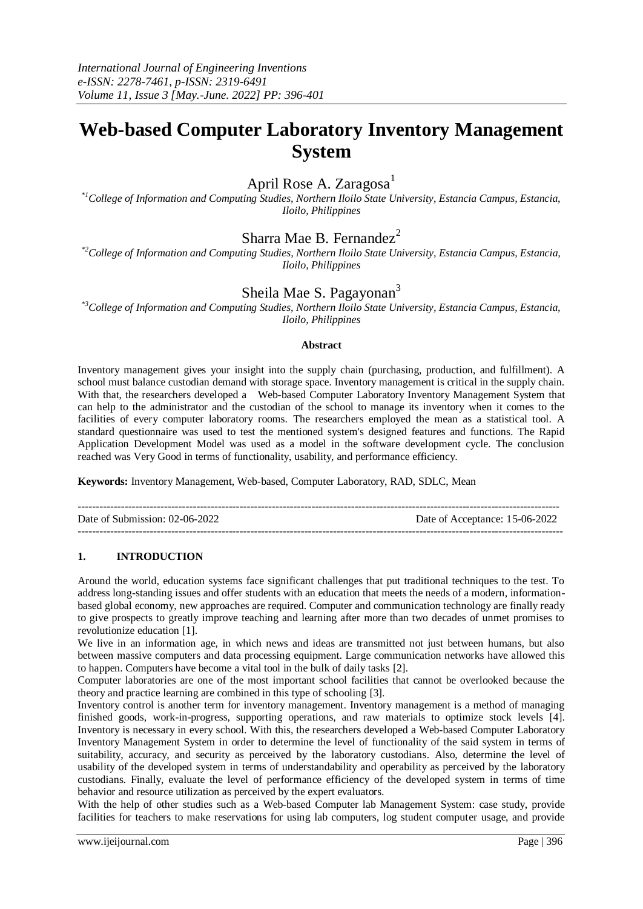# Web-based Computer Laboratory Inventory Management System

April Rose A. Zaragosa[1]

[*1]*College of Information and Computing Studies, Northern Iloilo State University, Estancia Campus, Estancia, Iloilo, Philippines*

Sharra Mae B. Fernandez[2]

[*2]*College of Information and Computing Studies, Northern Iloilo State University, Estancia Campus, Estancia, Iloilo, Philippines*

Sheila Mae S. Pagayonan[3]

[*3]*College of Information and Computing Studies, Northern Iloilo State University, Estancia Campus, Estancia, Iloilo, Philippines*

**Abstract**

Inventory management gives your insight into the supply chain (purchasing, production, and fulfillment). A school must balance custodian demand with storage space. Inventory management is critical in the supply chain. With that, the researchers developed a Web-based Computer Laboratory Inventory Management System that can help to the administrator and the custodian of the school to manage its inventory when it comes to the facilities of every computer laboratory rooms. The researchers employed the mean as a statistical tool. A standard questionnaire was used to test the mentioned system's designed features and functions. The Rapid Application Development Model was used as a model in the software development cycle. The conclusion reached was Very Good in terms of functionality, usability, and performance efficiency.

**Keywords:** Inventory Management, Web-based, Computer Laboratory, RAD, SDLC, Mean

---

Date of Submission: 02-06-2022 Date of Acceptance: 15-06-2022

---

## 1. INTRODUCTION

Around the world, education systems face significant challenges that put traditional techniques to the test. To address long-standing issues and offer students with an education that meets the needs of a modern, information-based global economy, new approaches are required. Computer and communication technology are finally ready to give prospects to greatly improve teaching and learning after more than two decades of unmet promises to revolutionize education [1].

We live in an information age, in which news and ideas are transmitted not just between humans, but also between massive computers and data processing equipment. Large communication networks have allowed this to happen. Computers have become a vital tool in the bulk of daily tasks [2].

Computer laboratories are one of the most important school facilities that cannot be overlooked because the theory and practice learning are combined in this type of schooling [3].

Inventory control is another term for inventory management. Inventory management is a method of managing finished goods, work-in-progress, supporting operations, and raw materials to optimize stock levels [4]. Inventory is necessary in every school. With this, the researchers developed a Web-based Computer Laboratory Inventory Management System in order to determine the level of functionality of the said system in terms of suitability, accuracy, and security as perceived by the laboratory custodians. Also, determine the level of usability of the developed system in terms of understandability and operability as perceived by the laboratory custodians. Finally, evaluate the level of performance efficiency of the developed system in terms of time behavior and resource utilization as perceived by the expert evaluators.

With the help of other studies such as a Web-based Computer lab Management System: case study, provide facilities for teachers to make reservations for using lab computers, log student computer usage, and provide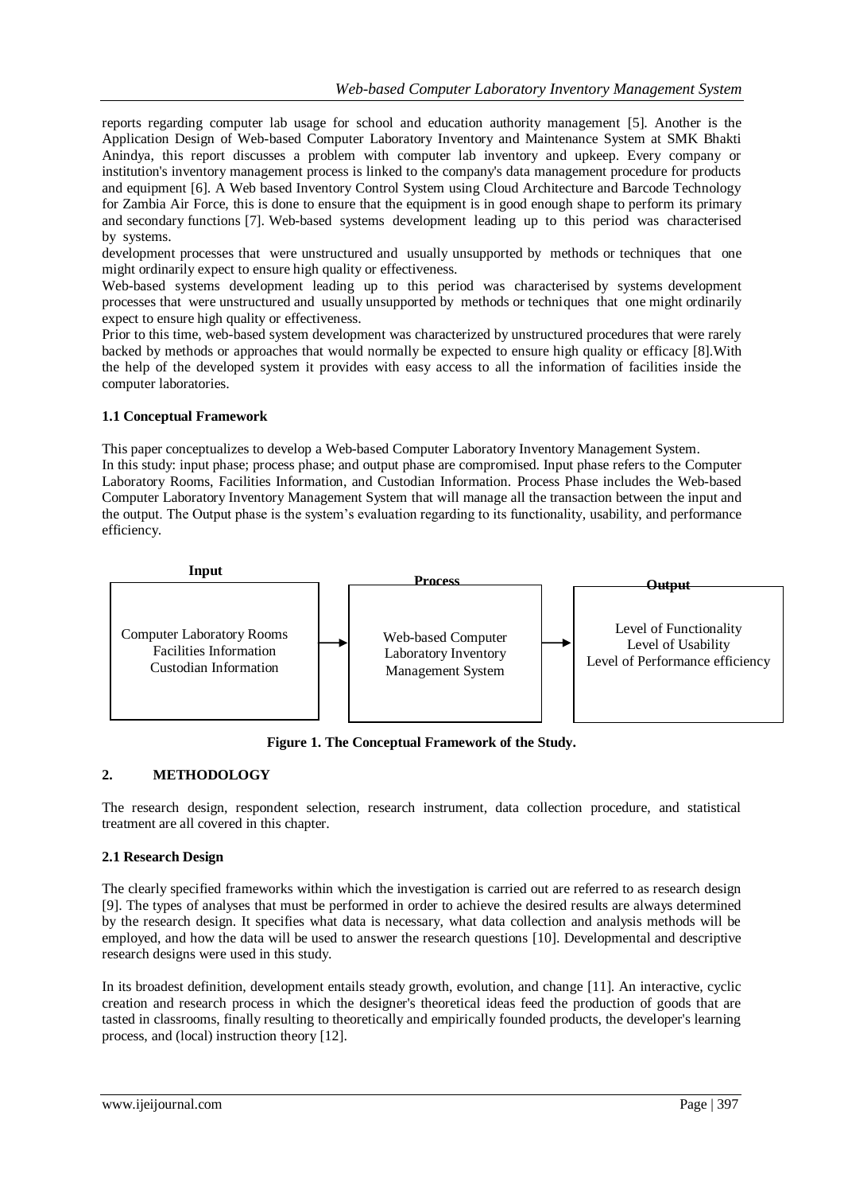reports regarding computer lab usage for school and education authority management [5]. Another is the Application Design of Web-based Computer Laboratory Inventory and Maintenance System at SMK Bhakti Anindya, this report discusses a problem with computer lab inventory and upkeep. Every company or institution's inventory management process is linked to the company's data management procedure for products and equipment [6]. A Web based Inventory Control System using Cloud Architecture and Barcode Technology for Zambia Air Force, this is done to ensure that the equipment is in good enough shape to perform its primary and secondary functions [7]. Web-based systems development leading up to this period was characterised by systems.

development processes that were unstructured and usually unsupported by methods or techniques that one might ordinarily expect to ensure high quality or effectiveness.

Web-based systems development leading up to this period was characterised by systems development processes that were unstructured and usually unsupported by methods or techniques that one might ordinarily expect to ensure high quality or effectiveness.

Prior to this time, web-based system development was characterized by unstructured procedures that were rarely backed by methods or approaches that would normally be expected to ensure high quality or efficacy [8].With the help of the developed system it provides with easy access to all the information of facilities inside the computer laboratories.

### 1.1 Conceptual Framework

This paper conceptualizes to develop a Web-based Computer Laboratory Inventory Management System.

In this study: input phase; process phase; and output phase are compromised. Input phase refers to the Computer Laboratory Rooms, Facilities Information, and Custodian Information. Process Phase includes the Web-based Computer Laboratory Inventory Management System that will manage all the transaction between the input and the output. The Output phase is the system's evaluation regarding to its functionality, usability, and performance efficiency.

| Input | | Process | | Output |
|---|---|---|---|---|
| Computer Laboratory Rooms<br>Facilities Information<br>Custodian Information | → | Web-based Computer Laboratory Inventory Management System | → | Level of Functionality<br>Level of Usability<br>Level of Performance efficiency |

**Figure 1. The Conceptual Framework of the Study.**

## 2. METHODOLOGY

The research design, respondent selection, research instrument, data collection procedure, and statistical treatment are all covered in this chapter.

### 2.1 Research Design

The clearly specified frameworks within which the investigation is carried out are referred to as research design [9]. The types of analyses that must be performed in order to achieve the desired results are always determined by the research design. It specifies what data is necessary, what data collection and analysis methods will be employed, and how the data will be used to answer the research questions [10]. Developmental and descriptive research designs were used in this study.

In its broadest definition, development entails steady growth, evolution, and change [11]. An interactive, cyclic creation and research process in which the designer's theoretical ideas feed the production of goods that are tasted in classrooms, finally resulting to theoretically and empirically founded products, the developer's learning process, and (local) instruction theory [12].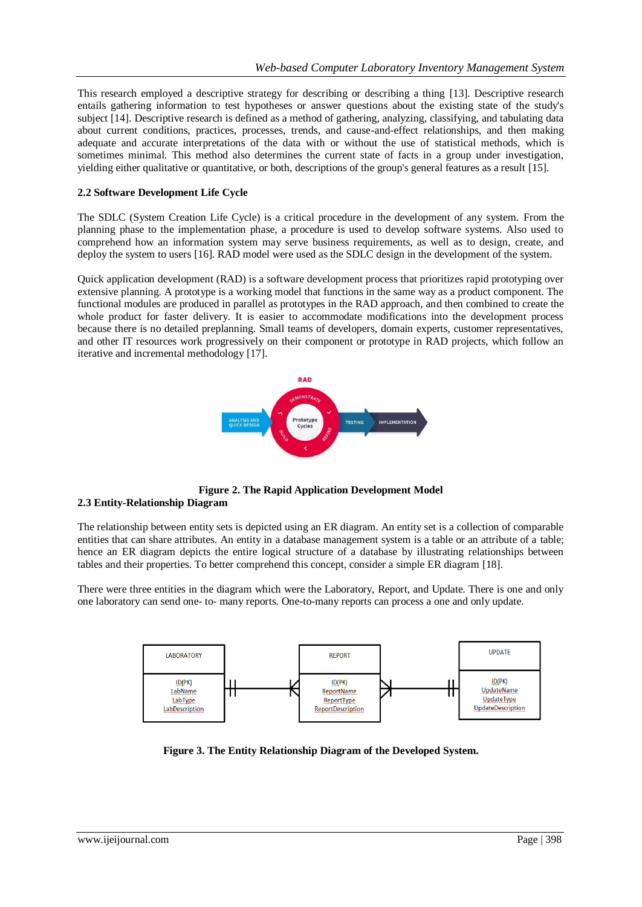This research employed a descriptive strategy for describing or describing a thing [13]. Descriptive research entails gathering information to test hypotheses or answer questions about the existing state of the study's subject [14]. Descriptive research is defined as a method of gathering, analyzing, classifying, and tabulating data about current conditions, practices, processes, trends, and cause-and-effect relationships, and then making adequate and accurate interpretations of the data with or without the use of statistical methods, which is sometimes minimal. This method also determines the current state of facts in a group under investigation, yielding either qualitative or quantitative, or both, descriptions of the group's general features as a result [15].

### 2.2 Software Development Life Cycle

The SDLC (System Creation Life Cycle) is a critical procedure in the development of any system. From the planning phase to the implementation phase, a procedure is used to develop software systems. Also used to comprehend how an information system may serve business requirements, as well as to design, create, and deploy the system to users [16]. RAD model were used as the SDLC design in the development of the system.

Quick application development (RAD) is a software development process that prioritizes rapid prototyping over extensive planning. A prototype is a working model that functions in the same way as a product component. The functional modules are produced in parallel as prototypes in the RAD approach, and then combined to create the whole product for faster delivery. It is easier to accommodate modifications into the development process because there is no detailed preplanning. Small teams of developers, domain experts, customer representatives, and other IT resources work progressively on their component or prototype in RAD projects, which follow an iterative and incremental methodology [17].

**Figure 2. The Rapid Application Development Model**

### 2.3 Entity-Relationship Diagram

The relationship between entity sets is depicted using an ER diagram. An entity set is a collection of comparable entities that can share attributes. An entity in a database management system is a table or an attribute of a table; hence an ER diagram depicts the entire logical structure of a database by illustrating relationships between tables and their properties. To better comprehend this concept, consider a simple ER diagram [18].

There were three entities in the diagram which were the Laboratory, Report, and Update. There is one and only one laboratory can send one- to- many reports. One-to-many reports can process a one and only update.

**Figure 3. The Entity Relationship Diagram of the Developed System.**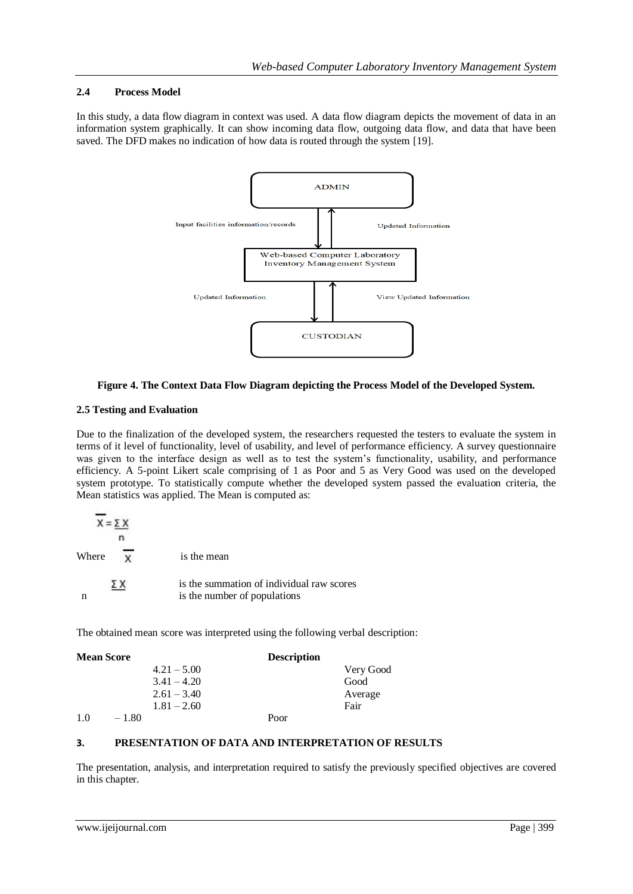### 2.4 Process Model

In this study, a data flow diagram in context was used. A data flow diagram depicts the movement of data in an information system graphically. It can show incoming data flow, outgoing data flow, and data that have been saved. The DFD makes no indication of how data is routed through the system [19].

ADMIN

Input facilities information/records

Updated Information

Web-based Computer Laboratory Inventory Management System

Updated Information

View Updated Information

CUSTODIAN

**Figure 4. The Context Data Flow Diagram depicting the Process Model of the Developed System.**

### 2.5 Testing and Evaluation

Due to the finalization of the developed system, the researchers requested the testers to evaluate the system in terms of it level of functionality, level of usability, and level of performance efficiency. A survey questionnaire was given to the interface design as well as to test the system's functionality, usability, and performance efficiency. A 5-point Likert scale comprising of 1 as Poor and 5 as Very Good was used on the developed system prototype. To statistically compute whether the developed system passed the evaluation criteria, the Mean statistics was applied. The Mean is computed as:

$$\overline{X} = \frac{\Sigma X}{n}$$

Where $\overline{X}$ is the mean

$\Sigma X$ is the summation of individual raw scores

$n$ is the number of populations

The obtained mean score was interpreted using the following verbal description:

| Mean Score | Description |
|---|---|
| 4.21 – 5.00 | Very Good |
| 3.41 – 4.20 | Good |
| 2.61 – 3.40 | Average |
| 1.81 – 2.60 | Fair |
| 1.0 – 1.80 | Poor |

## 3. PRESENTATION OF DATA AND INTERPRETATION OF RESULTS

The presentation, analysis, and interpretation required to satisfy the previously specified objectives are covered in this chapter.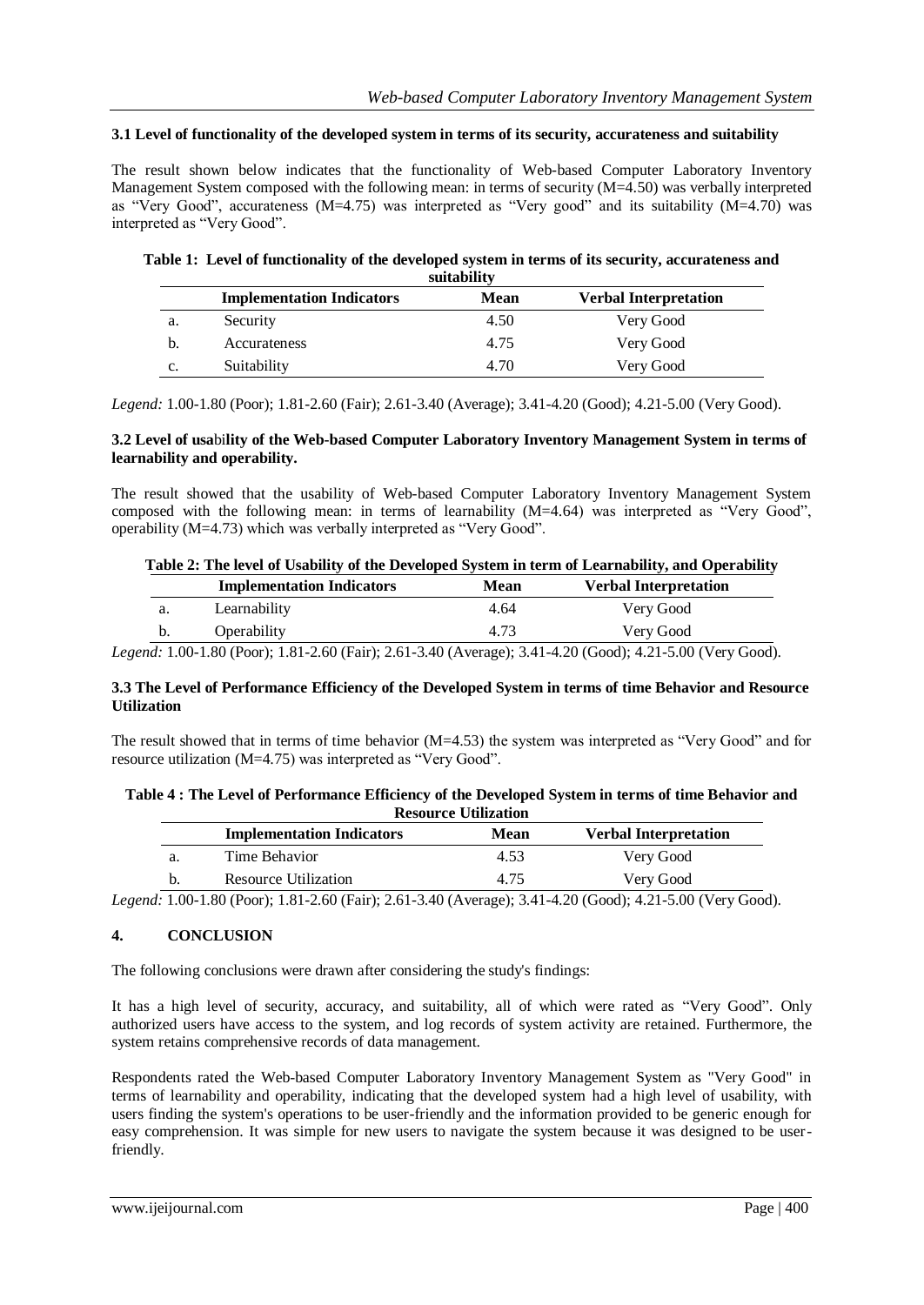### 3.1 Level of functionality of the developed system in terms of its security, accurateness and suitability

The result shown below indicates that the functionality of Web-based Computer Laboratory Inventory Management System composed with the following mean: in terms of security (M=4.50) was verbally interpreted as "Very Good", accurateness (M=4.75) was interpreted as "Very good" and its suitability (M=4.70) was interpreted as "Very Good".

**Table 1: Level of functionality of the developed system in terms of its security, accurateness and suitability**

| | Implementation Indicators | Mean | Verbal Interpretation |
|---|---|---|---|
| a. | Security | 4.50 | Very Good |
| b. | Accurateness | 4.75 | Very Good |
| c. | Suitability | 4.70 | Very Good |

*Legend:* 1.00-1.80 (Poor); 1.81-2.60 (Fair); 2.61-3.40 (Average); 3.41-4.20 (Good); 4.21-5.00 (Very Good).

### 3.2 Level of usability of the Web-based Computer Laboratory Inventory Management System in terms of learnability and operability.

The result showed that the usability of Web-based Computer Laboratory Inventory Management System composed with the following mean: in terms of learnability (M=4.64) was interpreted as "Very Good", operability (M=4.73) which was verbally interpreted as "Very Good".

**Table 2: The level of Usability of the Developed System in term of Learnability, and Operability**

| | Implementation Indicators | Mean | Verbal Interpretation |
|---|---|---|---|
| a. | Learnability | 4.64 | Very Good |
| b. | Operability | 4.73 | Very Good |

*Legend:* 1.00-1.80 (Poor); 1.81-2.60 (Fair); 2.61-3.40 (Average); 3.41-4.20 (Good); 4.21-5.00 (Very Good).

### 3.3 The Level of Performance Efficiency of the Developed System in terms of time Behavior and Resource Utilization

The result showed that in terms of time behavior (M=4.53) the system was interpreted as "Very Good" and for resource utilization (M=4.75) was interpreted as "Very Good".

**Table 4 : The Level of Performance Efficiency of the Developed System in terms of time Behavior and Resource Utilization**

| | Implementation Indicators | Mean | Verbal Interpretation |
|---|---|---|---|
| a. | Time Behavior | 4.53 | Very Good |
| b. | Resource Utilization | 4.75 | Very Good |

*Legend:* 1.00-1.80 (Poor); 1.81-2.60 (Fair); 2.61-3.40 (Average); 3.41-4.20 (Good); 4.21-5.00 (Very Good).

## 4. CONCLUSION

The following conclusions were drawn after considering the study's findings:

It has a high level of security, accuracy, and suitability, all of which were rated as "Very Good". Only authorized users have access to the system, and log records of system activity are retained. Furthermore, the system retains comprehensive records of data management.

Respondents rated the Web-based Computer Laboratory Inventory Management System as "Very Good" in terms of learnability and operability, indicating that the developed system had a high level of usability, with users finding the system's operations to be user-friendly and the information provided to be generic enough for easy comprehension. It was simple for new users to navigate the system because it was designed to be user-friendly.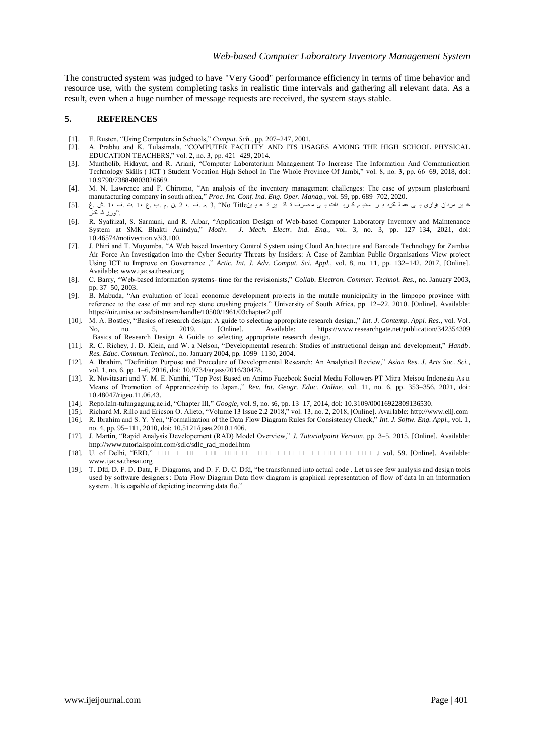The constructed system was judged to have "Very Good" performance efficiency in terms of time behavior and resource use, with the system completing tasks in realistic time intervals and gathering all relevant data. As a result, even when a huge number of message requests are received, the system stays stable.

## 5. REFERENCES

[1]. E. Rusten, "Using Computers in Schools," *Comput. Sch.*, pp. 207–247, 2001.

[2]. A. Prabhu and K. Tulasimala, "COMPUTER FACILITY AND ITS USAGES AMONG THE HIGH SCHOOL PHYSICAL EDUCATION TEACHERS," vol. 2, no. 3, pp. 421–429, 2014.

[3]. Muntholib, Hidayat, and R. Ariani, "Computer Laboratorium Management To Increase The Information And Communication Technology Skills ( ICT ) Student Vocation High School In The Whole Province Of Jambi," vol. 8, no. 3, pp. 66–69, 2018, doi: 10.9790/7388-0803026669.

[4]. M. N. Lawrence and F. Chiromo, "An analysis of the inventory management challenges: The case of gypsum plasterboard manufacturing company in south africa," *Proc. Int. Conf. Ind. Eng. Oper. Manag.*, vol. 59, pp. 689–702, 2020.

[5]. غ. ش. 1، ف. ت. 1، ع. ب. م. ن. 2 ، ف. م. 3, "No Titleبررسی تاثیر مصرف نانو سدیم کربنات بر عملکرد بوزیی مردان غیر ورزشکار".

[6]. R. Syafrizal, S. Sarmuni, and R. Aibar, "Application Design of Web-based Computer Laboratory Inventory and Maintenance System at SMK Bhakti Anindya," *Motiv. J. Mech. Electr. Ind. Eng.*, vol. 3, no. 3, pp. 127–134, 2021, doi: 10.46574/motivection.v3i3.100.

[7]. J. Phiri and T. Muyumba, "A Web based Inventory Control System using Cloud Architecture and Barcode Technology for Zambia Air Force An Investigation into the Cyber Security Threats by Insiders: A Case of Zambian Public Organisations View project Using ICT to Improve on Governance ," *Artic. Int. J. Adv. Comput. Sci. Appl.*, vol. 8, no. 11, pp. 132–142, 2017, [Online]. Available: www.ijacsa.thesai.org

[8]. C. Barry, "Web-based information systems- time for the revisionists," *Collab. Electron. Commer. Technol. Res.*, no. January 2003, pp. 37–50, 2003.

[9]. B. Mabuda, "An evaluation of local economic development projects in the mutale municipality in the limpopo province with reference to the case of mtt and rcp stone crushing projects." University of South Africa, pp. 12–22, 2010. [Online]. Available: https://uir.unisa.ac.za/bitstream/handle/10500/1961/03chapter2.pdf

[10]. M. A. Bostley, "Basics of research design: A guide to selecting appropriate research design.," *Int. J. Contemp. Appl. Res.*, vol. Vol. No, no. 5, 2019, [Online]. Available: https://www.researchgate.net/publication/342354309_Basics_of_Research_Design_A_Guide_to_selecting_appropriate_research_design.

[11]. R. C. Richey, J. D. Klein, and W. a Nelson, "Developmental research: Studies of instructional deisgn and development," *Handb. Res. Educ. Commun. Technol.*, no. January 2004, pp. 1099–1130, 2004.

[12]. A. Ibrahim, "Definition Purpose and Procedure of Developmental Research: An Analytical Review," *Asian Res. J. Arts Soc. Sci.*, vol. 1, no. 6, pp. 1–6, 2016, doi: 10.9734/arjass/2016/30478.

[13]. R. Novitasari and Y. M. E. Nanthi, "Top Post Based on Animo Facebook Social Media Followers PT Mitra Meisou Indonesia As a Means of Promotion of Apprenticeship to Japan.," *Rev. Int. Geogr. Educ. Online*, vol. 11, no. 6, pp. 353–356, 2021, doi: 10.48047/rigeo.11.06.43.

[14]. Repo.iain-tulungagung.ac.id, "Chapter III," *Google*, vol. 9, no. s6, pp. 13–17, 2014, doi: 10.3109/00016922809136530.

[15]. Richard M. Rillo and Ericson O. Alieto, "Volume 13 Issue 2.2 2018," vol. 13, no. 2, 2018, [Online]. Available: http://www.eilj.com

[16]. R. Ibrahim and S. Y. Yen, "Formalization of the Data Flow Diagram Rules for Consistency Check," *Int. J. Softw. Eng. Appl.*, vol. 1, no. 4, pp. 95–111, 2010, doi: 10.5121/ijsea.2010.1406.

[17]. J. Martin, "Rapid Analysis Developement (RAD) Model Overview," *J. Tutorialpoint Version*, pp. 3–5, 2015, [Online]. Available: http://www.tutorialspoint.com/sdlc/sdlc_rad_model.htm

[18]. U. of Delhi, "ERD," □□□ □□□□□□ □□□□□ □□□ □□□□ □□□□ □□□□□ □□□ □, vol. 59. [Online]. Available: www.ijacsa.thesai.org

[19]. T. Dfd, D. F. D. Data, F. Diagrams, and D. F. D. C. Dfd, "be transformed into actual code . Let us see few analysis and design tools used by software designers : Data Flow Diagram Data flow diagram is graphical representation of flow of data in an information system . It is capable of depicting incoming data flo."